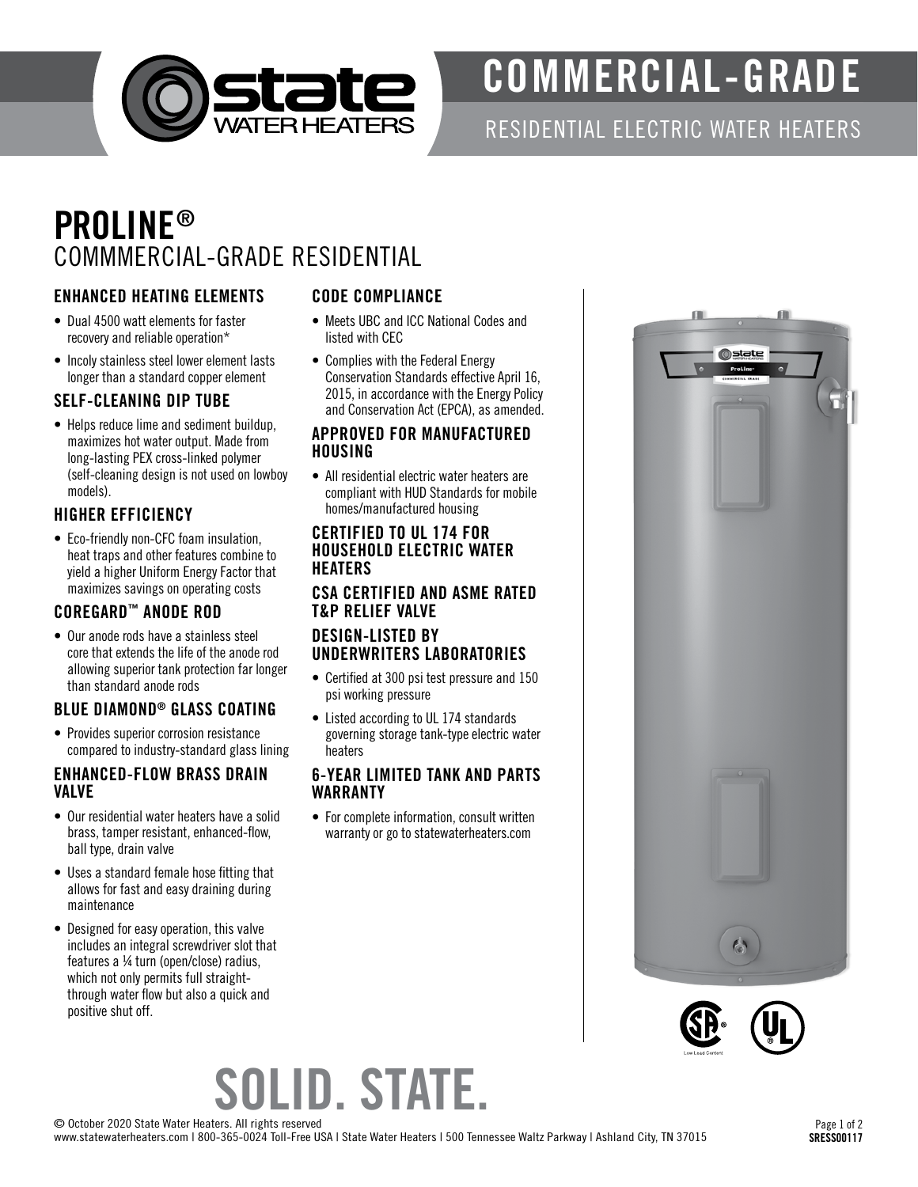# COMMERCIAL-GRADE

RESIDENTIAL ELECTRIC WATER HEATERS

# PROLINE®

## COMMMERCIAL-GRADE RESIDENTIAL

### ENHANCED HEATING ELEMENTS

- Dual 4500 watt elements for faster recovery and reliable operation*
- Incoly stainless steel lower element lasts longer than a standard copper element

### SELF-CLEANING DIP TUBE

- Helps reduce lime and sediment buildup, maximizes hot water output. Made from long-lasting PEX cross-linked polymer (self-cleaning design is not used on lowboy models).

### HIGHER EFFICIENCY

- Eco-friendly non-CFC foam insulation, heat traps and other features combine to yield a higher Uniform Energy Factor that maximizes savings on operating costs

### COREGARD™ ANODE ROD

- Our anode rods have a stainless steel core that extends the life of the anode rod allowing superior tank protection far longer than standard anode rods

### BLUE DIAMOND® GLASS COATING

- Provides superior corrosion resistance compared to industry-standard glass lining

### ENHANCED-FLOW BRASS DRAIN VALVE

- Our residential water heaters have a solid brass, tamper resistant, enhanced-flow, ball type, drain valve
- Uses a standard female hose fitting that allows for fast and easy draining during maintenance
- Designed for easy operation, this valve includes an integral screwdriver slot that features a ¼ turn (open/close) radius, which not only permits full straight-through water flow but also a quick and positive shut off.

### CODE COMPLIANCE

- Meets UBC and ICC National Codes and listed with CEC
- Complies with the Federal Energy Conservation Standards effective April 16, 2015, in accordance with the Energy Policy and Conservation Act (EPCA), as amended.

### APPROVED FOR MANUFACTURED HOUSING

- All residential electric water heaters are compliant with HUD Standards for mobile homes/manufactured housing

### CERTIFIED TO UL 174 FOR HOUSEHOLD ELECTRIC WATER HEATERS

### CSA CERTIFIED AND ASME RATED T&P RELIEF VALVE

### DESIGN-LISTED BY UNDERWRITERS LABORATORIES

- Certified at 300 psi test pressure and 150 psi working pressure
- Listed according to UL 174 standards governing storage tank-type electric water heaters

### 6-YEAR LIMITED TANK AND PARTS WARRANTY

- For complete information, consult written warranty or go to statewaterheaters.com

Low Lead Content

# SOLID. STATE.

© October 2020 State Water Heaters. All rights reserved
www.statewaterheaters.com | 800-365-0024 Toll-Free USA | State Water Heaters | 500 Tennessee Waltz Parkway | Ashland City, TN 37015

SRESS00117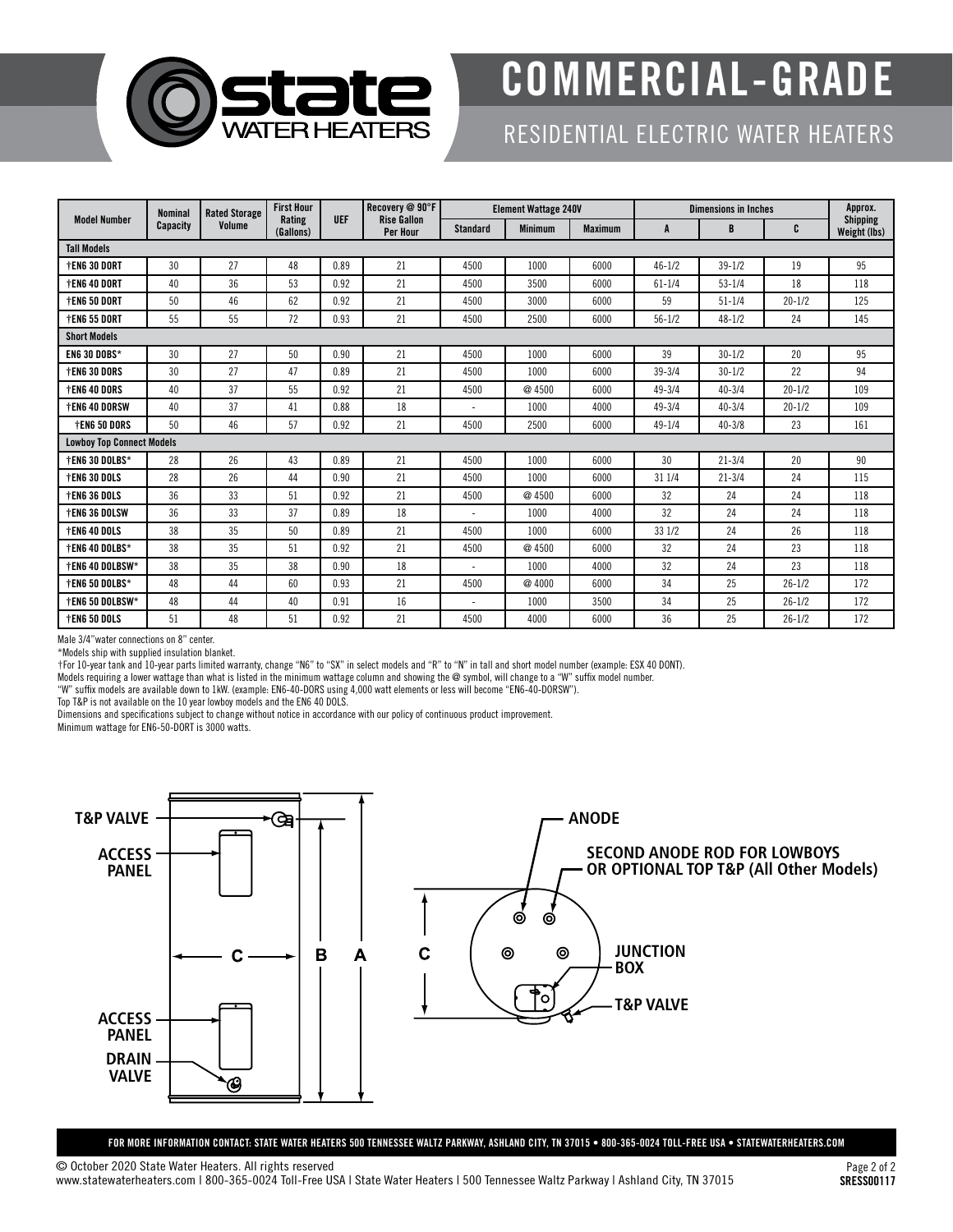# COMMERCIAL-GRADE

## RESIDENTIAL ELECTRIC WATER HEATERS

| Model Number | Nominal Capacity | Rated Storage Volume | First Hour Rating (Gallons) | UEF | Recovery @ 90°F Rise Gallon Per Hour | Element Wattage 240V | | | Dimensions in Inches | | | Approx. Shipping Weight (lbs) |
|---|---|---|---|---|---|---|---|---|---|---|---|---|
| | | | | | | Standard | Minimum | Maximum | A | B | C | |
| **Tall Models** | | | | | | | | | | | | |
| †EN6 30 DORT | 30 | 27 | 48 | 0.89 | 21 | 4500 | 1000 | 6000 | 46-1/2 | 39-1/2 | 19 | 95 |
| †EN6 40 DORT | 40 | 36 | 53 | 0.92 | 21 | 4500 | 3500 | 6000 | 61-1/4 | 53-1/4 | 18 | 118 |
| †EN6 50 DORT | 50 | 46 | 62 | 0.92 | 21 | 4500 | 3000 | 6000 | 59 | 51-1/4 | 20-1/2 | 125 |
| †EN6 55 DORT | 55 | 55 | 72 | 0.93 | 21 | 4500 | 2500 | 6000 | 56-1/2 | 48-1/2 | 24 | 145 |
| **Short Models** | | | | | | | | | | | | |
| EN6 30 DOBS* | 30 | 27 | 50 | 0.90 | 21 | 4500 | 1000 | 6000 | 39 | 30-1/2 | 20 | 95 |
| †EN6 30 DORS | 30 | 27 | 47 | 0.89 | 21 | 4500 | 1000 | 6000 | 39-3/4 | 30-1/2 | 22 | 94 |
| †EN6 40 DORS | 40 | 37 | 55 | 0.92 | 21 | 4500 | @ 4500 | 6000 | 49-3/4 | 40-3/4 | 20-1/2 | 109 |
| †EN6 40 DORSW | 40 | 37 | 41 | 0.88 | 18 | - | 1000 | 4000 | 49-3/4 | 40-3/4 | 20-1/2 | 109 |
| †EN6 50 DORS | 50 | 46 | 57 | 0.92 | 21 | 4500 | 2500 | 6000 | 49-1/4 | 40-3/8 | 23 | 161 |
| **Lowboy Top Connect Models** | | | | | | | | | | | | |
| †EN6 30 DOLBS* | 28 | 26 | 43 | 0.89 | 21 | 4500 | 1000 | 6000 | 30 | 21-3/4 | 20 | 90 |
| †EN6 30 DOLS | 28 | 26 | 44 | 0.90 | 21 | 4500 | 1000 | 6000 | 31 1/4 | 21-3/4 | 24 | 115 |
| †EN6 36 DOLS | 36 | 33 | 51 | 0.92 | 21 | 4500 | @ 4500 | 6000 | 32 | 24 | 24 | 118 |
| †EN6 36 DOLSW | 36 | 33 | 37 | 0.89 | 18 | - | 1000 | 4000 | 32 | 24 | 24 | 118 |
| †EN6 40 DOLS | 38 | 35 | 50 | 0.89 | 21 | 4500 | 1000 | 6000 | 33 1/2 | 24 | 26 | 118 |
| †EN6 40 DOLBS* | 38 | 35 | 51 | 0.92 | 21 | 4500 | @ 4500 | 6000 | 32 | 24 | 23 | 118 |
| †EN6 40 DOLBSW* | 38 | 35 | 38 | 0.90 | 18 | - | 1000 | 4000 | 32 | 24 | 23 | 118 |
| †EN6 50 DOLBS* | 48 | 44 | 60 | 0.93 | 21 | 4500 | @ 4000 | 6000 | 34 | 25 | 26-1/2 | 172 |
| †EN6 50 DOLBSW* | 48 | 44 | 40 | 0.91 | 16 | - | 1000 | 3500 | 34 | 25 | 26-1/2 | 172 |
| †EN6 50 DOLS | 51 | 48 | 51 | 0.92 | 21 | 4500 | 4000 | 6000 | 36 | 25 | 26-1/2 | 172 |

Male 3/4"water connections on 8" center.

*Models ship with supplied insulation blanket.

†For 10-year tank and 10-year parts limited warranty, change "N6" to "SX" in select models and "R" to "N" in tall and short model number (example: ESX 40 DONT).

Models requiring a lower wattage than what is listed in the minimum wattage column and showing the @ symbol, will change to a "W" suffix model number.

"W" suffix models are available down to 1kW. (example: EN6-40-DORS using 4,000 watt elements or less will become "EN6-40-DORSW").

Top T&P is not available on the 10 year lowboy models and the EN6 40 DOLS.

Dimensions and specifications subject to change without notice in accordance with our policy of continuous product improvement.

Minimum wattage for EN6-50-DORT is 3000 watts.

T&P VALVE
ACCESS PANEL
C
B
A
ACCESS PANEL
DRAIN VALVE

ANODE
SECOND ANODE ROD FOR LOWBOYS OR OPTIONAL TOP T&P (All Other Models)
C
JUNCTION BOX
T&P VALVE

**FOR MORE INFORMATION CONTACT: STATE WATER HEATERS 500 TENNESSEE WALTZ PARKWAY, ASHLAND CITY, TN 37015 • 800-365-0024 TOLL-FREE USA • STATEWATERHEATERS.COM**

© October 2020 State Water Heaters. All rights reserved
www.statewaterheaters.com | 800-365-0024 Toll-Free USA | State Water Heaters | 500 Tennessee Waltz Parkway | Ashland City, TN 37015

SRESS00117